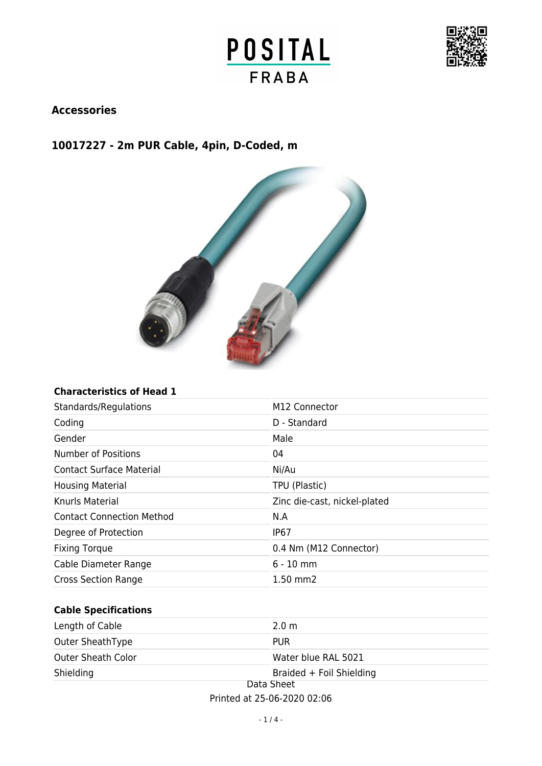## Accessories

## 10017227 - 2m PUR Cable, 4pin, D-Coded, m

| Characteristics of Head 1 | |
|---|---|
| Standards/Regulations | M12 Connector |
| Coding | D - Standard |
| Gender | Male |
| Number of Positions | 04 |
| Contact Surface Material | Ni/Au |
| Housing Material | TPU (Plastic) |
| Knurls Material | Zinc die-cast, nickel-plated |
| Contact Connection Method | N.A |
| Degree of Protection | IP67 |
| Fixing Torque | 0.4 Nm (M12 Connector) |
| Cable Diameter Range | 6 - 10 mm |
| Cross Section Range | 1.50 mm2 |

| Cable Specifications | |
|---|---|
| Length of Cable | 2.0 m |
| Outer SheathType | PUR |
| Outer Sheath Color | Water blue RAL 5021 |
| Shielding | Braided + Foil Shielding |

Data Sheet

Printed at 25-06-2020 02:06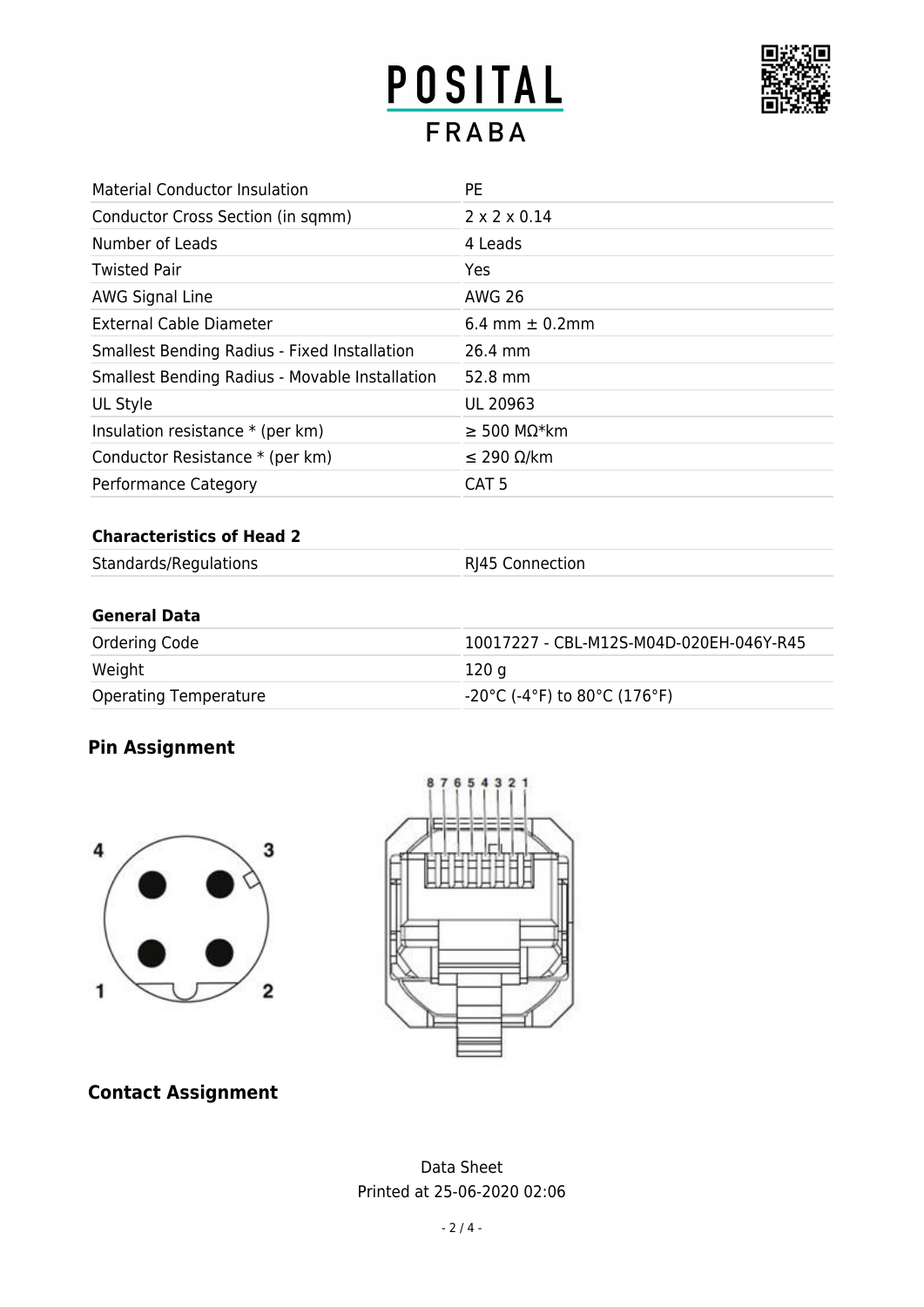| Material Conductor Insulation | PE |
| --- | --- |
| Conductor Cross Section (in sqmm) | 2 x 2 x 0.14 |
| Number of Leads | 4 Leads |
| Twisted Pair | Yes |
| AWG Signal Line | AWG 26 |
| External Cable Diameter | 6.4 mm ± 0.2mm |
| Smallest Bending Radius - Fixed Installation | 26.4 mm |
| Smallest Bending Radius - Movable Installation | 52.8 mm |
| UL Style | UL 20963 |
| Insulation resistance * (per km) | ≥ 500 MΩ*km |
| Conductor Resistance * (per km) | ≤ 290 Ω/km |
| Performance Category | CAT 5 |

**Characteristics of Head 2**

| Standards/Regulations | RJ45 Connection |
| --- | --- |

**General Data**

| Ordering Code | 10017227 - CBL-M12S-M04D-020EH-046Y-R45 |
| --- | --- |
| Weight | 120 g |
| Operating Temperature | -20°C (-4°F) to 80°C (176°F) |

## Pin Assignment

## Contact Assignment

Data Sheet
Printed at 25-06-2020 02:06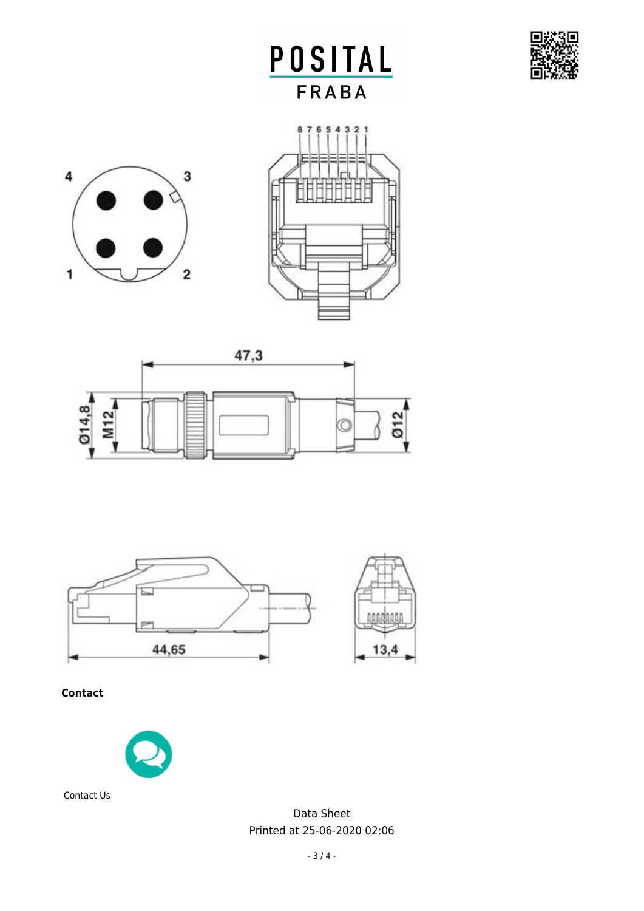**Contact**

Contact Us

Data Sheet
Printed at 25-06-2020 02:06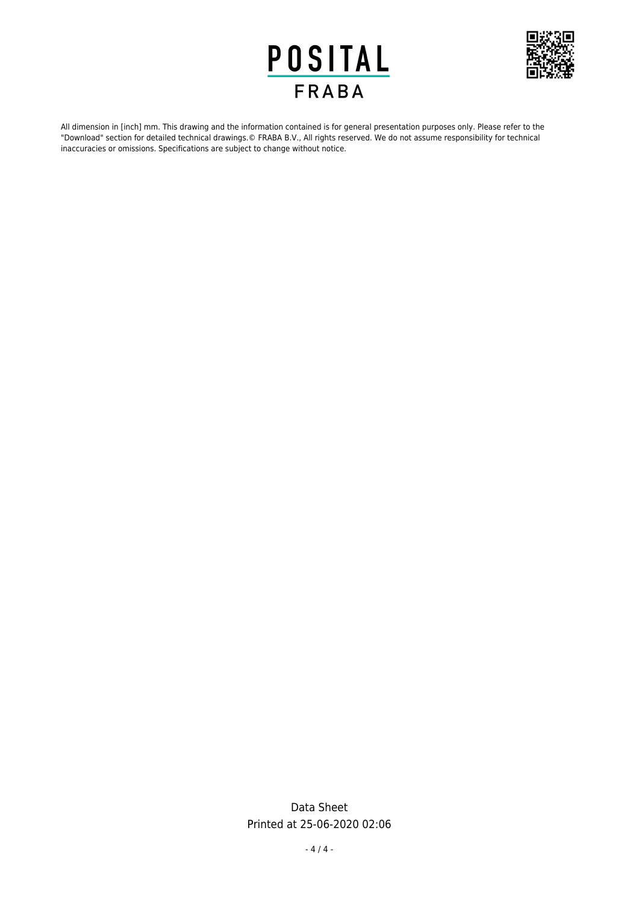All dimension in [inch] mm. This drawing and the information contained is for general presentation purposes only. Please refer to the "Download" section for detailed technical drawings.© FRABA B.V., All rights reserved. We do not assume responsibility for technical inaccuracies or omissions. Specifications are subject to change without notice.